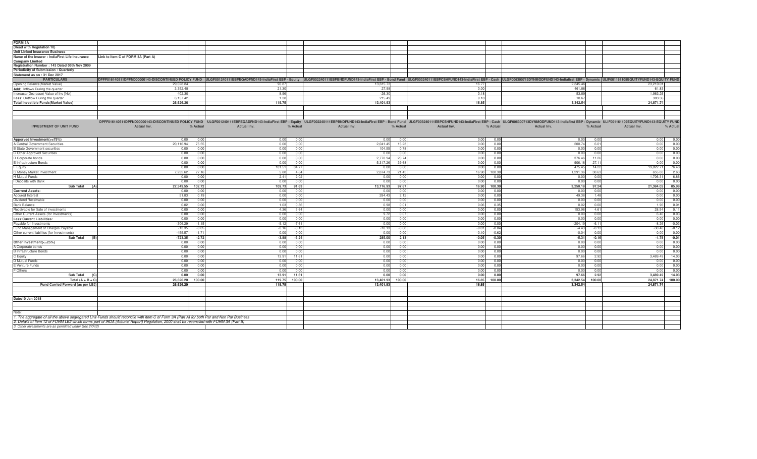**FORM 3A**

**(Read with Regulation 10)**

**Unit Linked Insurance Business**

**Name of the Insurer : IndiaFirst Life Insurance Company Limited** | Link to Item C of FORM 3A (Part A)

**Registration Number : 143 Dated 05th Nov 2009**

**Periodicity of Submission : Quarterly**

**Statement as on : 31 Dec 2017**

| PARTICULARS | DPFF016140511DPFND00000143-DISCONTINUED POLICY FUND | | ULGF001240111EBPEQADFND143-IndiaFirst EBP - Equity | | ULGF002240111EBPBNDFUND143-IndiaFirst EBP - Bond Fund | | ULGF003240111EBPCSHFUND143-IndiaFirst EBP - Cash | | ULGF006300713DYNMODFUND143-Indiafirst EBP - Dynamic | | ULIF001161109EQUITYFUND143-EQUITY FUND | |
|---|---|---|---|---|---|---|---|---|---|---|
| Opening Balance(Market Value) | 29,028.84 | | 90.87 | | 13,815.73 | | 16.77 | | 2,845.46 | | 23,210.01 | |
| Add: Inflows During the quarter | 3,352.48 | | 21.30 | | 27.98 | | 0.00 | | 461.86 | | 61.83 | |
| Increase/(Decrease) Value of Inv [Net] | 402.30 | | 8.96 | | -26.30 | | 0.18 | | 53.89 | | 1,983.26 | |
| Less: Outflow During the quarter | 6,157.42 | | 1.38 | | 215.49 | | 0.10 | | 18.67 | | 383.36 | |
| **Total Investible Funds(Market Value)** | **26,626.20** | | **119.75** | | **13,401.93** | | **16.85** | | **3,342.54** | | **24,871.74** | |

| INVESTMENT OF UNIT FUND | DPFF016140511DPFND00000143-DISCONTINUED POLICY FUND Actual Inv. | % Actual | ULGF001240111EBPEQADFND143-IndiaFirst EBP - Equity Actual Inv. | % Actual | ULGF002240111EBPBNDFUND143-IndiaFirst EBP - Bond Fund Actual Inv. | % Actual | ULGF003240111EBPCSHFUND143-IndiaFirst EBP - Cash Actual Inv. | % Actual | ULGF006300713DYNMODFUND143-Indiafirst EBP - Dynamic Actual Inv. | % Actual | ULIF001161109EQUITYFUND143-EQUITY FUND Actual Inv. | % Actual |
|---|---|---|---|---|---|---|---|---|---|---|---|---|
| Apporved Investment(>=75%) | 0.00 | 0.00 | 0.00 | 0.00 | 0.00 | 0.00 | 0.00 | 0.00 | 0.00 | 0.00 | 0.00 | 0.00 |
| A Central Government Securities | 20,116.94 | 75.55 | 0.00 | 0.00 | 2,041.45 | 15.23 | 0.00 | 0.00 | 200.74 | 6.01 | 0.00 | 0.00 |
| B State Government securities | 0.00 | 0.00 | 0.00 | 0.00 | 104.55 | 0.78 | 0.00 | 0.00 | 0.00 | 0.00 | 0.00 | 0.00 |
| C Other Approved Securities | 0.00 | 0.00 | 0.00 | 0.00 | 0.00 | 0.00 | 0.00 | 0.00 | 0.00 | 0.00 | 0.00 | 0.00 |
| D Corporate bonds | 0.00 | 0.00 | 0.00 | 0.00 | 2,778.94 | 20.74 | 0.00 | 0.00 | 376.46 | 11.26 | 0.00 | 0.00 |
| E Infrastructure Bonds | 0.00 | 0.00 | 0.00 | 0.00 | 5,317.26 | 39.68 | 0.00 | 0.00 | 906.18 | 27.11 | 0.00 | 0.00 |
| F Equity | 0.00 | 0.00 | 101.51 | 84.77 | 0.00 | 0.00 | 0.00 | 0.00 | 475.45 | 14.22 | 19,022.71 | 76.48 |
| G Money Market Investment | 7,232.62 | 27.16 | 5.80 | 4.84 | 2,874.73 | 21.45 | 16.90 | 100.30 | 1,291.36 | 38.63 | 655.00 | 2.63 |
| H Mutual Funds | 0.00 | 0.00 | 2.41 | 2.02 | 0.00 | 0.00 | 0.00 | 0.00 | 0.00 | 0.00 | 1,706.31 | 6.86 |
| I Deposits with Bank | 0.00 | 0.00 | 0.00 | 0.00 | 0.00 | 0.00 | 0.00 | 0.00 | 0.00 | 0.00 | 0.00 | 0.00 |
| **Sub Total (A)** | **27,349.55** | **102.72** | **109.73** | **91.63** | **13,116.93** | **97.87** | **16.90** | **100.30** | **3,250.18** | **97.24** | **21,384.02** | **85.98** |
| **Current Assets:** | 0.00 | 0.00 | 0.00 | 0.00 | 0.00 | 0.00 | 0.00 | 0.00 | 0.00 | 0.00 | 0.00 | 0.00 |
| Accured Interest | 51.83 | 0.19 | 0.00 | 0.00 | 284.43 | 2.12 | 0.00 | 0.00 | 49.38 | 1.48 | 0.00 | 0.00 |
| Dividend Receivable | 0.00 | 0.00 | 0.00 | 0.00 | 0.00 | 0.00 | 0.00 | 0.00 | 0.00 | 0.00 | 0.00 | 0.00 |
| Bank Balance | 0.02 | 0.00 | 1.03 | 0.86 | 0.98 | 0.01 | 0.06 | 0.35 | 0.02 | 0.00 | 1.96 | 0.01 |
| Receivable for Sale of Investments | 0.00 | 0.00 | 4.36 | 3.64 | 0.00 | 0.00 | 0.00 | 0.00 | 153.96 | 4.61 | 28.54 | 0.11 |
| Other Current Assets (for Investments) | 0.00 | 0.00 | 0.00 | 0.00 | 9.72 | 0.07 | 0.00 | 0.00 | 0.00 | 0.00 | 6.46 | 0.03 |
| **Less:Current Liabilities:** | 0.00 | 0.00 | 0.00 | 0.00 | 0.00 | 0.00 | 0.00 | 0.00 | 0.00 | 0.00 | 0.00 | 0.00 |
| Payable for Investments | 306.29 | -1.15 | -9.12 | -7.61 | 0.00 | 0.00 | 0.00 | 0.00 | -204.19 | -6.11 | -8.26 | -0.03 |
| Fund Management of Charges Payable | -13.35 | -0.05 | -0.16 | -0.13 | -10.13 | -0.08 | -0.01 | -0.04 | -4.43 | -0.13 | -30.48 | -0.12 |
| Other current liabilites (for Investments) | -455.57 | -1.71 | 0.00 | 0.00 | 0.00 | 0.00 | -0.10 | -0.62 | -0.04 | 0.00 | 0.00 | 0.00 |
| **Sub Total (B)** | **-723.35** | **-2.72** | **-3.88** | **-3.24** | **285.00** | **2.13** | **-0.05** | **-0.30** | **-5.31** | **-0.16** | **-1.78** | **-0.01** |
| **Other Investment(<=25%)** | 0.00 | 0.00 | 0.00 | 0.00 | 0.00 | 0.00 | 0.00 | 0.00 | 0.00 | 0.00 | 0.00 | 0.00 |
| A Corporate bonds | 0.00 | 0.00 | 0.00 | 0.00 | 0.00 | 0.00 | 0.00 | 0.00 | 0.00 | 0.00 | 0.00 | 0.00 |
| B Infrastructure Bonds | 0.00 | 0.00 | 0.00 | 0.00 | 0.00 | 0.00 | 0.00 | 0.00 | 0.00 | 0.00 | 0.00 | 0.00 |
| C Equity | 0.00 | 0.00 | 13.91 | 11.61 | 0.00 | 0.00 | 0.00 | 0.00 | 97.66 | 2.92 | 3,489.49 | 14.03 |
| D Mutual Funds | 0.00 | 0.00 | 0.00 | 0.00 | 0.00 | 0.00 | 0.00 | 0.00 | 0.00 | 0.00 | 0.00 | 0.00 |
| E Venture Funds | 0.00 | 0.00 | 0.00 | 0.00 | 0.00 | 0.00 | 0.00 | 0.00 | 0.00 | 0.00 | 0.00 | 0.00 |
| F Others | 0.00 | 0.00 | 0.00 | 0.00 | 0.00 | 0.00 | 0.00 | 0.00 | 0.00 | 0.00 | 0.00 | 0.00 |
| **Sub Total (C)** | **0.00** | **0.00** | **13.91** | **11.61** | **0.00** | **0.00** | **0.00** | **0.00** | **97.66** | **2.92** | **3,489.49** | **14.03** |
| **Total (A + B + C)** | **26,626.20** | **100.00** | **119.75** | **100.00** | **13,401.93** | **100.00** | **16.85** | **100.00** | **3,342.54** | **100.00** | **24,871.74** | **100.00** |
| **Fund Carried Forward (as per LB2)** | **26,626.20** | | **119.75** | | **13,401.93** | | **16.85** | | **3,342.54** | | **24,871.74** | |

**Date:10 Jan 2018**

Note:

*1. The aggregate of all the above segregated Unit-Funds should reconcile with item C of Form 3A (Part A) for both Par and Non Par Business*

*2. Details of item 12 of FORM LB2 which forms part of IRDA (Acturial Report) Regulation, 2000 shall be reconciled with FORM 3A (Part B)*

*3. Other Investments are as permitted under Sec 27A(2)*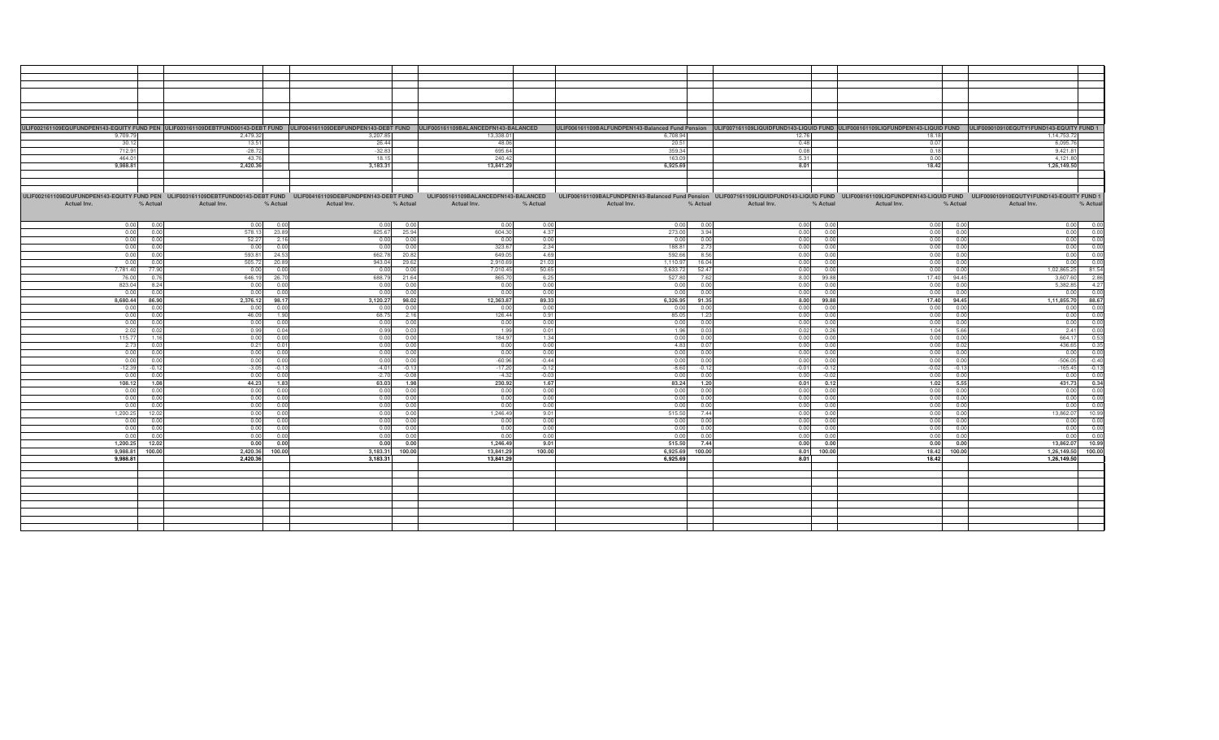| ULIF002161109EQUFUNDPEN143-EQUITY FUND PEN | ULIF003161109DEBTFUND00143-DEBT FUND | ULIF004161109DEBFUNDPEN143-DEBT FUND | ULIF005161109BALANCEDFN143-BALANCED | ULIF006161109BALFUNDPEN143-Balanced Fund Pension | ULIF007161109LIQUIDFUND143-LIQUID FUND | ULIF008161109LIQFUNDPEN143-LIQUID FUND | ULIF009010910EQUTY1FUND143-EQUITY FUND 1 |
|---|---|---|---|---|---|---|---|
| 9,709.79 | 2,479.32 | 3,207.85 | 13,338.01 | 6,708.94 | 12.76 | 18.18 | 1,14,753.72 |
| 30.12 | 13.51 | 26.44 | 48.06 | 20.51 | 0.48 | 0.07 | 6,095.76 |
| 712.91 | -28.72 | -32.83 | 695.64 | 359.34 | 0.08 | 0.18 | 9,421.81 |
| 464.01 | 43.76 | 18.15 | 240.42 | 163.09 | 5.31 | 0.00 | 4,121.80 |
| **9,988.81** | **2,420.36** | **3,183.31** | **13,841.29** | **6,925.69** | **8.01** | **18.42** | **1,26,149.50** |

| ULIF002161109EQUFUNDPEN143-EQUITY FUND PEN | | ULIF003161109DEBTFUND00143-DEBT FUND | | ULIF004161109DEBFUNDPEN143-DEBT FUND | | ULIF005161109BALANCEDFN143-BALANCED | | ULIF006161109BALFUNDPEN143-Balanced Fund Pension | | ULIF007161109LIQUIDFUND143-LIQUID FUND | | ULIF008161109LIQFUNDPEN143-LIQUID FUND | | ULIF009010910EQUTY1FUND143-EQUITY FUND 1 | |
|---|---|---|---|---|---|---|---|---|---|---|---|---|---|---|---|
| Actual Inv. | % Actual | Actual Inv. | % Actual | Actual Inv. | % Actual | Actual Inv. | % Actual | Actual Inv. | % Actual | Actual Inv. | % Actual | Actual Inv. | % Actual | Actual Inv. | % Actual |
| 0.00 | 0.00 | 0.00 | 0.00 | 0.00 | 0.00 | 0.00 | 0.00 | 0.00 | 0.00 | 0.00 | 0.00 | 0.00 | 0.00 | 0.00 | 0.00 |
| 0.00 | 0.00 | 578.13 | 23.89 | 825.67 | 25.94 | 604.30 | 4.37 | 273.00 | 3.94 | 0.00 | 0.00 | 0.00 | 0.00 | 0.00 | 0.00 |
| 0.00 | 0.00 | 52.27 | 2.16 | 0.00 | 0.00 | 0.00 | 0.00 | 0.00 | 0.00 | 0.00 | 0.00 | 0.00 | 0.00 | 0.00 | 0.00 |
| 0.00 | 0.00 | 0.00 | 0.00 | 0.00 | 0.00 | 323.67 | 2.34 | 188.81 | 2.73 | 0.00 | 0.00 | 0.00 | 0.00 | 0.00 | 0.00 |
| 0.00 | 0.00 | 593.81 | 24.53 | 662.78 | 20.82 | 649.05 | 4.69 | 592.66 | 8.56 | 0.00 | 0.00 | 0.00 | 0.00 | 0.00 | 0.00 |
| 0.00 | 0.00 | 505.72 | 20.89 | 943.04 | 29.62 | 2,910.69 | 21.03 | 1,110.97 | 16.04 | 0.00 | 0.00 | 0.00 | 0.00 | 0.00 | 0.00 |
| 7,781.40 | 77.90 | 0.00 | 0.00 | 0.00 | 0.00 | 7,010.45 | 50.65 | 3,633.72 | 52.47 | 0.00 | 0.00 | 0.00 | 0.00 | 1,02,865.25 | 81.54 |
| 76.00 | 0.76 | 646.19 | 26.70 | 688.79 | 21.64 | 865.70 | 6.25 | 527.80 | 7.62 | 8.00 | 99.88 | 17.40 | 94.45 | 3,607.60 | 2.86 |
| 823.04 | 8.24 | 0.00 | 0.00 | 0.00 | 0.00 | 0.00 | 0.00 | 0.00 | 0.00 | 0.00 | 0.00 | 0.00 | 0.00 | 5,382.85 | 4.27 |
| 0.00 | 0.00 | 0.00 | 0.00 | 0.00 | 0.00 | 0.00 | 0.00 | 0.00 | 0.00 | 0.00 | 0.00 | 0.00 | 0.00 | 0.00 | 0.00 |
| **8,680.44** | **86.90** | **2,376.12** | **98.17** | **3,120.27** | **98.02** | **12,363.87** | **89.33** | **6,326.95** | **91.35** | **8.00** | **99.88** | **17.40** | **94.45** | **1,11,855.70** | **88.67** |
| 0.00 | 0.00 | 0.00 | 0.00 | 0.00 | 0.00 | 0.00 | 0.00 | 0.00 | 0.00 | 0.00 | 0.00 | 0.00 | 0.00 | 0.00 | 0.00 |
| 0.00 | 0.00 | 46.09 | 1.90 | 68.75 | 2.16 | 126.44 | 0.91 | 85.05 | 1.23 | 0.00 | 0.00 | 0.00 | 0.00 | 0.00 | 0.00 |
| 0.00 | 0.00 | 0.00 | 0.00 | 0.00 | 0.00 | 0.00 | 0.00 | 0.00 | 0.00 | 0.00 | 0.00 | 0.00 | 0.00 | 0.00 | 0.00 |
| 2.02 | 0.02 | 0.99 | 0.04 | 0.99 | 0.03 | 1.99 | 0.01 | 1.96 | 0.03 | 0.02 | 0.26 | 1.04 | 5.66 | 2.41 | 0.00 |
| 115.77 | 1.16 | 0.00 | 0.00 | 0.00 | 0.00 | 184.97 | 1.34 | 0.00 | 0.00 | 0.00 | 0.00 | 0.00 | 0.00 | 664.17 | 0.53 |
| 2.73 | 0.03 | 0.21 | 0.01 | 0.00 | 0.00 | 0.00 | 0.00 | 4.83 | 0.07 | 0.00 | 0.00 | 0.00 | 0.02 | 436.65 | 0.35 |
| 0.00 | 0.00 | 0.00 | 0.00 | 0.00 | 0.00 | 0.00 | 0.00 | 0.00 | 0.00 | 0.00 | 0.00 | 0.00 | 0.00 | 0.00 | 0.00 |
| 0.00 | 0.00 | 0.00 | 0.00 | 0.00 | 0.00 | -60.96 | -0.44 | 0.00 | 0.00 | 0.00 | 0.00 | 0.00 | 0.00 | -506.05 | -0.40 |
| -12.39 | -0.12 | -3.05 | -0.13 | -4.01 | -0.13 | -17.20 | -0.12 | -8.60 | -0.12 | -0.01 | -0.12 | -0.02 | -0.13 | -165.45 | -0.13 |
| 0.00 | 0.00 | 0.00 | 0.00 | -2.70 | -0.08 | -4.32 | -0.03 | 0.00 | 0.00 | 0.00 | -0.02 | 0.00 | 0.00 | 0.00 | 0.00 |
| **108.12** | **1.08** | **44.23** | **1.83** | **63.03** | **1.98** | **230.92** | **1.67** | **83.24** | **1.20** | **0.01** | **0.12** | **1.02** | **5.55** | **431.73** | **0.34** |
| 0.00 | 0.00 | 0.00 | 0.00 | 0.00 | 0.00 | 0.00 | 0.00 | 0.00 | 0.00 | 0.00 | 0.00 | 0.00 | 0.00 | 0.00 | 0.00 |
| 0.00 | 0.00 | 0.00 | 0.00 | 0.00 | 0.00 | 0.00 | 0.00 | 0.00 | 0.00 | 0.00 | 0.00 | 0.00 | 0.00 | 0.00 | 0.00 |
| 0.00 | 0.00 | 0.00 | 0.00 | 0.00 | 0.00 | 0.00 | 0.00 | 0.00 | 0.00 | 0.00 | 0.00 | 0.00 | 0.00 | 0.00 | 0.00 |
| 1,200.25 | 12.02 | 0.00 | 0.00 | 0.00 | 0.00 | 1,246.49 | 9.01 | 515.50 | 7.44 | 0.00 | 0.00 | 0.00 | 0.00 | 13,862.07 | 10.99 |
| 0.00 | 0.00 | 0.00 | 0.00 | 0.00 | 0.00 | 0.00 | 0.00 | 0.00 | 0.00 | 0.00 | 0.00 | 0.00 | 0.00 | 0.00 | 0.00 |
| 0.00 | 0.00 | 0.00 | 0.00 | 0.00 | 0.00 | 0.00 | 0.00 | 0.00 | 0.00 | 0.00 | 0.00 | 0.00 | 0.00 | 0.00 | 0.00 |
| 0.00 | 0.00 | 0.00 | 0.00 | 0.00 | 0.00 | 0.00 | 0.00 | 0.00 | 0.00 | 0.00 | 0.00 | 0.00 | 0.00 | 0.00 | 0.00 |
| **1,200.25** | **12.02** | **0.00** | **0.00** | **0.00** | **0.00** | **1,246.49** | **9.01** | **515.50** | **7.44** | **0.00** | **0.00** | **0.00** | **0.00** | **13,862.07** | **10.99** |
| **9,988.81** | **100.00** | **2,420.36** | **100.00** | **3,183.31** | **100.00** | **13,841.29** | **100.00** | **6,925.69** | **100.00** | **8.01** | **100.00** | **18.42** | **100.00** | **1,26,149.50** | **100.00** |
| **9,988.81** | | **2,420.36** | | **3,183.31** | | **13,841.29** | | **6,925.69** | | **8.01** | | **18.42** | | **1,26,149.50** | |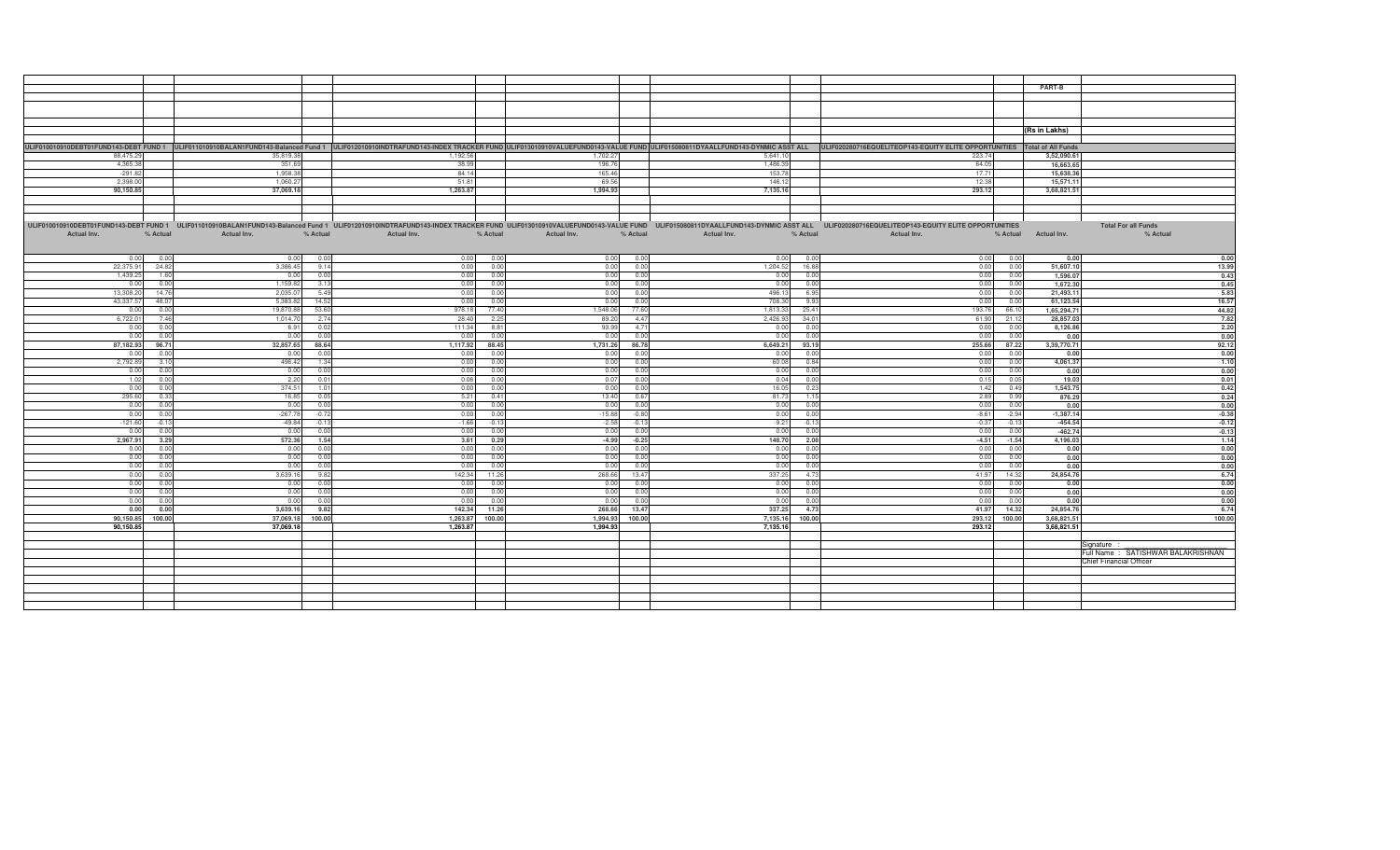PART-B

(Rs in Lakhs)

| ULIF010010910DEBT01FUND143-DEBT FUND 1 | ULIF011010910BALAN1FUND143-Balanced Fund 1 | ULIF012010910INDTRAFUND143-INDEX TRACKER FUND | ULIF013010910VALUEFUND0143-VALUE FUND | ULIF015080811DYAALLFUND143-DYNMIC ASST ALL | ULIF020280716EQUELITEOP143-EQUITY ELITE OPPORTUNITIES | Total of All Funds |
|---|---|---|---|---|---|---|
| 88,475.29 | 35,819.38 | 1,192.56 | 1,702.27 | 5,641.10 | 223.74 | 3,52,090.61 |
| 4,365.38 | 351.69 | 38.99 | 196.76 | 1,486.39 | 64.05 | 16,663.65 |
| -291.82 | 1,958.38 | 84.14 | 165.46 | 153.78 | 17.71 | 15,638.36 |
| 2,398.00 | 1,060.27 | 51.81 | 69.56 | 146.12 | 12.38 | 15,571.11 |
| 90,150.85 | 37,069.18 | 1,263.87 | 1,994.93 | 7,135.16 | 293.12 | 3,68,821.51 |

| ULIF010010910DEBT01FUND143-DEBT FUND 1 | | ULIF011010910BALAN1FUND143-Balanced Fund 1 | | ULIF012010910INDTRAFUND143-INDEX TRACKER FUND | | ULIF013010910VALUEFUND0143-VALUE FUND | | ULIF015080811DYAALLFUND143-DYNMIC ASST ALL | | ULIF020280716EQUELITEOP143-EQUITY ELITE OPPORTUNITIES | | Total For all Funds | |
|---|---|---|---|---|---|---|---|---|---|---|---|---|---|
| Actual Inv. | % Actual | Actual Inv. | % Actual | Actual Inv. | % Actual | Actual Inv. | % Actual | Actual Inv. | % Actual | Actual Inv. | % Actual | Actual Inv. | % Actual |
| 0.00 | 0.00 | 0.00 | 0.00 | 0.00 | 0.00 | 0.00 | 0.00 | 0.00 | 0.00 | 0.00 | 0.00 | 0.00 | 0.00 |
| 22,375.91 | 24.82 | 3,386.45 | 9.14 | 0.00 | 0.00 | 0.00 | 0.00 | 1,204.52 | 16.88 | 0.00 | 0.00 | 51,607.10 | 13.99 |
| 1,439.25 | 1.60 | 0.00 | 0.00 | 0.00 | 0.00 | 0.00 | 0.00 | 0.00 | 0.00 | 0.00 | 0.00 | 1,596.07 | 0.43 |
| 0.00 | 0.00 | 1,159.82 | 3.13 | 0.00 | 0.00 | 0.00 | 0.00 | 0.00 | 0.00 | 0.00 | 0.00 | 1,672.30 | 0.45 |
| 13,308.20 | 14.76 | 2,035.07 | 5.49 | 0.00 | 0.00 | 0.00 | 0.00 | 496.13 | 6.95 | 0.00 | 0.00 | 21,493.11 | 5.83 |
| 43,337.57 | 48.07 | 5,383.82 | 14.52 | 0.00 | 0.00 | 0.00 | 0.00 | 708.30 | 9.93 | 0.00 | 0.00 | 61,123.54 | 16.57 |
| 0.00 | 0.00 | 19,870.88 | 53.60 | 978.18 | 77.40 | 1,548.06 | 77.60 | 1,813.33 | 25.41 | 193.76 | 66.10 | 1,65,294.71 | 44.82 |
| 6,722.01 | 7.46 | 1,014.70 | 2.74 | 28.40 | 2.25 | 89.20 | 4.47 | 2,426.93 | 34.01 | 61.90 | 21.12 | 28,857.03 | 7.82 |
| 0.00 | 0.00 | 6.91 | 0.02 | 111.34 | 8.81 | 93.99 | 4.71 | 0.00 | 0.00 | 0.00 | 0.00 | 8,126.86 | 2.20 |
| 0.00 | 0.00 | 0.00 | 0.00 | 0.00 | 0.00 | 0.00 | 0.00 | 0.00 | 0.00 | 0.00 | 0.00 | 0.00 | 0.00 |
| 87,182.93 | 96.71 | 32,857.65 | 88.64 | 1,117.92 | 88.45 | 1,731.26 | 86.78 | 6,649.21 | 93.19 | 255.66 | 87.22 | 3,39,770.71 | 92.12 |
| 0.00 | 0.00 | 0.00 | 0.00 | 0.00 | 0.00 | 0.00 | 0.00 | 0.00 | 0.00 | 0.00 | 0.00 | 0.00 | 0.00 |
| 2,792.89 | 3.10 | 496.42 | 1.34 | 0.00 | 0.00 | 0.00 | 0.00 | 60.08 | 0.84 | 0.00 | 0.00 | 4,061.37 | 1.10 |
| 0.00 | 0.00 | 0.00 | 0.00 | 0.00 | 0.00 | 0.00 | 0.00 | 0.00 | 0.00 | 0.00 | 0.00 | 0.00 | 0.00 |
| 1.02 | 0.00 | 2.20 | 0.01 | 0.06 | 0.00 | 0.07 | 0.00 | 0.04 | 0.00 | 0.15 | 0.05 | 19.03 | 0.01 |
| 0.00 | 0.00 | 374.51 | 1.01 | 0.00 | 0.00 | 0.00 | 0.00 | 16.05 | 0.23 | 1.42 | 0.49 | 1,543.75 | 0.42 |
| 295.60 | 0.33 | 16.85 | 0.05 | 5.21 | 0.41 | 13.40 | 0.67 | 81.73 | 1.15 | 2.89 | 0.99 | 876.29 | 0.24 |
| 0.00 | 0.00 | 0.00 | 0.00 | 0.00 | 0.00 | 0.00 | 0.00 | 0.00 | 0.00 | 0.00 | 0.00 | 0.00 | 0.00 |
| 0.00 | 0.00 | -267.78 | -0.72 | 0.00 | 0.00 | -15.88 | -0.80 | 0.00 | 0.00 | -8.61 | -2.94 | -1,387.14 | -0.38 |
| -121.60 | -0.13 | -49.84 | -0.13 | -1.66 | -0.13 | -2.58 | -0.13 | -9.21 | -0.13 | -0.37 | -0.13 | -454.54 | -0.12 |
| 0.00 | 0.00 | 0.00 | 0.00 | 0.00 | 0.00 | 0.00 | 0.00 | 0.00 | 0.00 | 0.00 | 0.00 | -462.74 | -0.13 |
| 2,967.91 | 3.29 | 572.36 | 1.54 | 3.61 | 0.29 | -4.99 | -0.25 | 148.70 | 2.08 | -4.51 | -1.54 | 4,196.03 | 1.14 |
| 0.00 | 0.00 | 0.00 | 0.00 | 0.00 | 0.00 | 0.00 | 0.00 | 0.00 | 0.00 | 0.00 | 0.00 | 0.00 | 0.00 |
| 0.00 | 0.00 | 0.00 | 0.00 | 0.00 | 0.00 | 0.00 | 0.00 | 0.00 | 0.00 | 0.00 | 0.00 | 0.00 | 0.00 |
| 0.00 | 0.00 | 0.00 | 0.00 | 0.00 | 0.00 | 0.00 | 0.00 | 0.00 | 0.00 | 0.00 | 0.00 | 0.00 | 0.00 |
| 0.00 | 0.00 | 3,639.16 | 9.82 | 142.34 | 11.26 | 268.66 | 13.47 | 337.25 | 4.73 | 41.97 | 14.32 | 24,854.76 | 6.74 |
| 0.00 | 0.00 | 0.00 | 0.00 | 0.00 | 0.00 | 0.00 | 0.00 | 0.00 | 0.00 | 0.00 | 0.00 | 0.00 | 0.00 |
| 0.00 | 0.00 | 0.00 | 0.00 | 0.00 | 0.00 | 0.00 | 0.00 | 0.00 | 0.00 | 0.00 | 0.00 | 0.00 | 0.00 |
| 0.00 | 0.00 | 0.00 | 0.00 | 0.00 | 0.00 | 0.00 | 0.00 | 0.00 | 0.00 | 0.00 | 0.00 | 0.00 | 0.00 |
| 0.00 | 0.00 | 3,639.16 | 9.82 | 142.34 | 11.26 | 268.66 | 13.47 | 337.25 | 4.73 | 41.97 | 14.32 | 24,854.76 | 6.74 |
| 90,150.85 | 100.00 | 37,069.18 | 100.00 | 1,263.87 | 100.00 | 1,994.93 | 100.00 | 7,135.16 | 100.00 | 293.12 | 100.00 | 3,68,821.51 | 100.00 |
| 90,150.85 | | 37,069.18 | | 1,263.87 | | 1,994.93 | | 7,135.16 | | 293.12 | | 3,68,821.51 | |

Signature : ________________________

Full Name : SATISHWAR BALAKRISHNAN

Chief Financial Officer